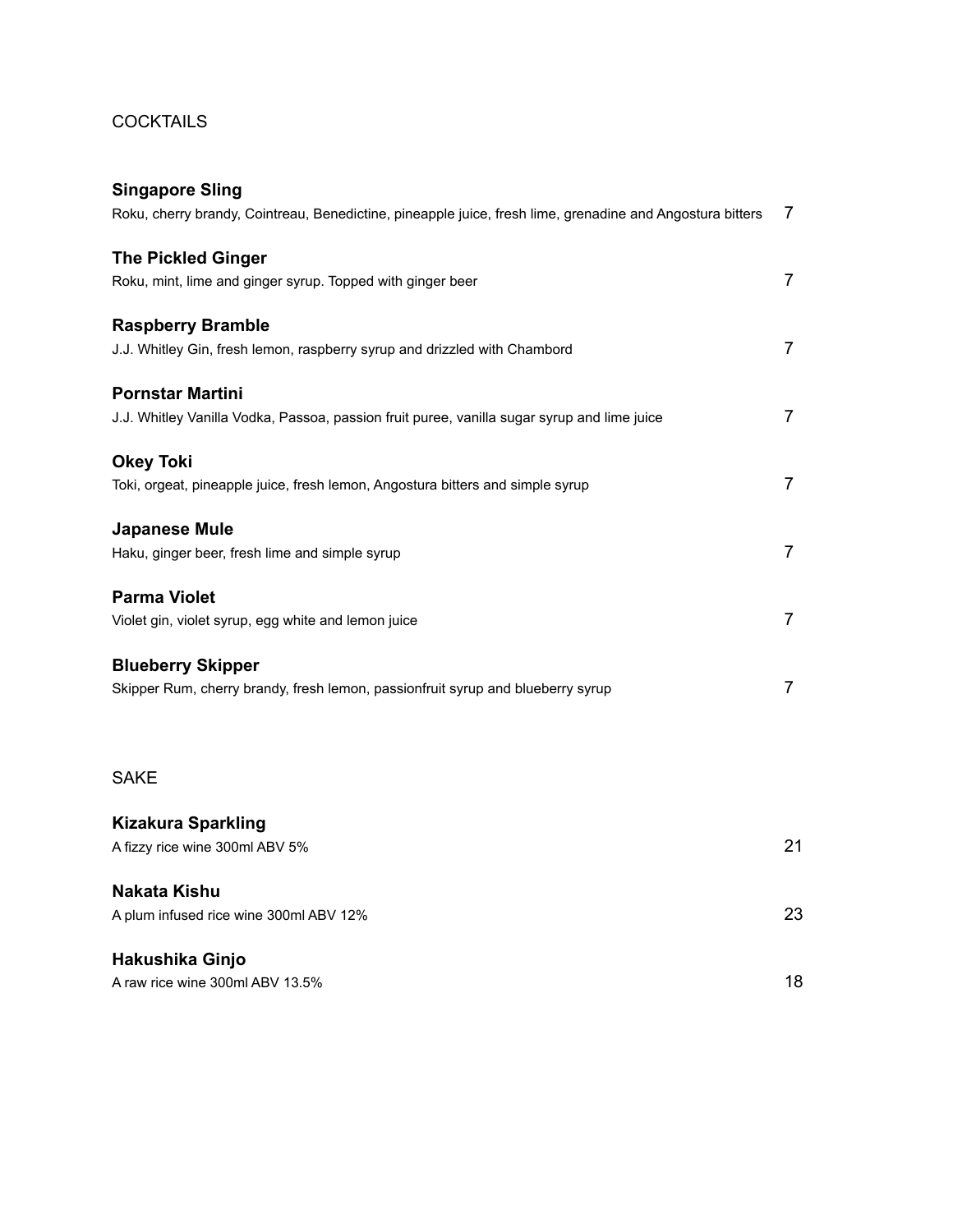## COCKTAILS

**Singapore Sling**
Roku, cherry brandy, Cointreau, Benedictine, pineapple juice, fresh lime, grenadine and Angostura bitters 7

**The Pickled Ginger**
Roku, mint, lime and ginger syrup. Topped with ginger beer 7

**Raspberry Bramble**
J.J. Whitley Gin, fresh lemon, raspberry syrup and drizzled with Chambord 7

**Pornstar Martini**
J.J. Whitley Vanilla Vodka, Passoa, passion fruit puree, vanilla sugar syrup and lime juice 7

**Okey Toki**
Toki, orgeat, pineapple juice, fresh lemon, Angostura bitters and simple syrup 7

**Japanese Mule**
Haku, ginger beer, fresh lime and simple syrup 7

**Parma Violet**
Violet gin, violet syrup, egg white and lemon juice 7

**Blueberry Skipper**
Skipper Rum, cherry brandy, fresh lemon, passionfruit syrup and blueberry syrup 7

## SAKE

**Kizakura Sparkling**
A fizzy rice wine 300ml ABV 5% 21

**Nakata Kishu**
A plum infused rice wine 300ml ABV 12% 23

**Hakushika Ginjo**
A raw rice wine 300ml ABV 13.5% 18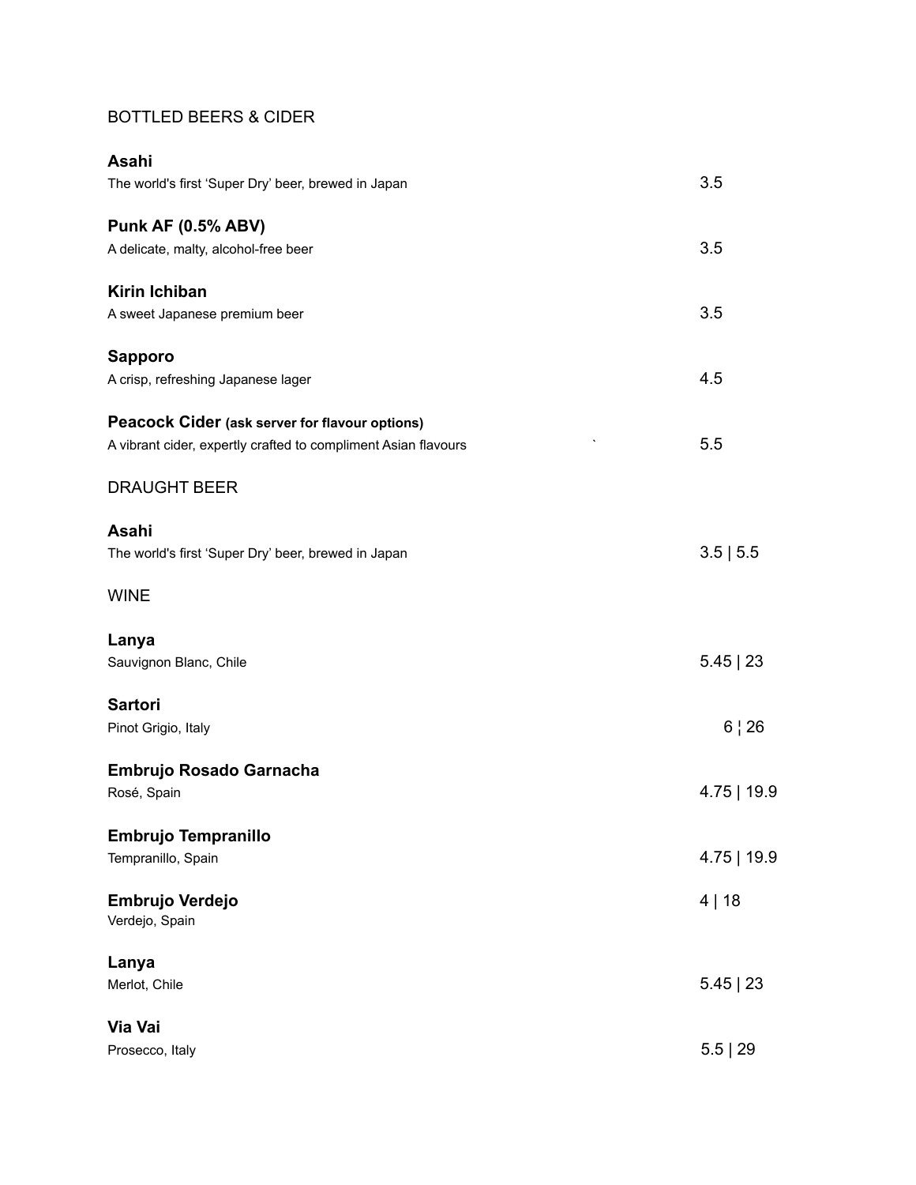## BOTTLED BEERS & CIDER

**Asahi**
The world's first 'Super Dry' beer, brewed in Japan — 3.5

**Punk AF (0.5% ABV)**
A delicate, malty, alcohol-free beer — 3.5

**Kirin Ichiban**
A sweet Japanese premium beer — 3.5

**Sapporo**
A crisp, refreshing Japanese lager — 4.5

**Peacock Cider (ask server for flavour options)**
A vibrant cider, expertly crafted to compliment Asian flavours — 5.5

## DRAUGHT BEER

**Asahi**
The world's first 'Super Dry' beer, brewed in Japan — 3.5 | 5.5

## WINE

**Lanya**
Sauvignon Blanc, Chile — 5.45 | 23

**Sartori**
Pinot Grigio, Italy — 6 ¦ 26

**Embrujo Rosado Garnacha**
Rosé, Spain — 4.75 | 19.9

**Embrujo Tempranillo**
Tempranillo, Spain — 4.75 | 19.9

**Embrujo Verdejo**
Verdejo, Spain — 4 | 18

**Lanya**
Merlot, Chile — 5.45 | 23

**Via Vai**
Prosecco, Italy — 5.5 | 29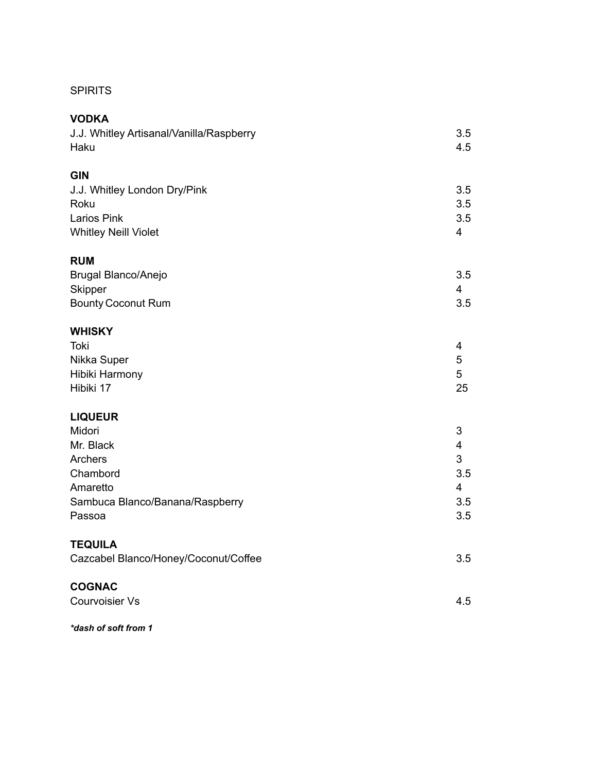SPIRITS

**VODKA**

| | |
|---|---|
| J.J. Whitley Artisanal/Vanilla/Raspberry | 3.5 |
| Haku | 4.5 |

**GIN**

| | |
|---|---|
| J.J. Whitley London Dry/Pink | 3.5 |
| Roku | 3.5 |
| Larios Pink | 3.5 |
| Whitley Neill Violet | 4 |

**RUM**

| | |
|---|---|
| Brugal Blanco/Anejo | 3.5 |
| Skipper | 4 |
| Bounty Coconut Rum | 3.5 |

**WHISKY**

| | |
|---|---|
| Toki | 4 |
| Nikka Super | 5 |
| Hibiki Harmony | 5 |
| Hibiki 17 | 25 |

**LIQUEUR**

| | |
|---|---|
| Midori | 3 |
| Mr. Black | 4 |
| Archers | 3 |
| Chambord | 3.5 |
| Amaretto | 4 |
| Sambuca Blanco/Banana/Raspberry | 3.5 |
| Passoa | 3.5 |

**TEQUILA**

| | |
|---|---|
| Cazcabel Blanco/Honey/Coconut/Coffee | 3.5 |

**COGNAC**

| | |
|---|---|
| Courvoisier Vs | 4.5 |

***dash of soft from 1***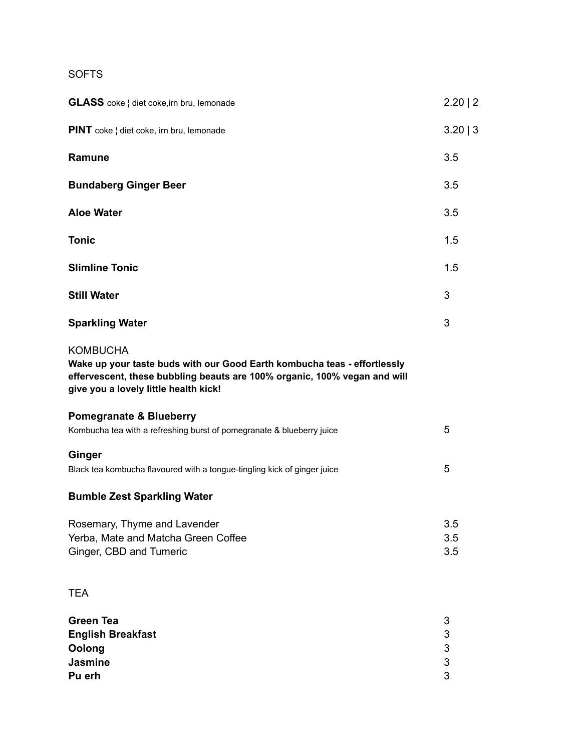SOFTS

| | |
|---|---|
| **GLASS** coke ¦ diet coke,irn bru, lemonade | 2.20 \| 2 |
| **PINT** coke ¦ diet coke, irn bru, lemonade | 3.20 \| 3 |
| **Ramune** | 3.5 |
| **Bundaberg Ginger Beer** | 3.5 |
| **Aloe Water** | 3.5 |
| **Tonic** | 1.5 |
| **Slimline Tonic** | 1.5 |
| **Still Water** | 3 |
| **Sparkling Water** | 3 |

KOMBUCHA

**Wake up your taste buds with our Good Earth kombucha teas - effortlessly effervescent, these bubbling beauts are 100% organic, 100% vegan and will give you a lovely little health kick!**

| | |
|---|---|
| **Pomegranate & Blueberry**<br>Kombucha tea with a refreshing burst of pomegranate & blueberry juice | 5 |
| **Ginger**<br>Black tea kombucha flavoured with a tongue-tingling kick of ginger juice | 5 |

**Bumble Zest Sparkling Water**

| | |
|---|---|
| Rosemary, Thyme and Lavender | 3.5 |
| Yerba, Mate and Matcha Green Coffee | 3.5 |
| Ginger, CBD and Tumeric | 3.5 |

TEA

| | |
|---|---|
| **Green Tea** | 3 |
| **English Breakfast** | 3 |
| **Oolong** | 3 |
| **Jasmine** | 3 |
| **Pu erh** | 3 |